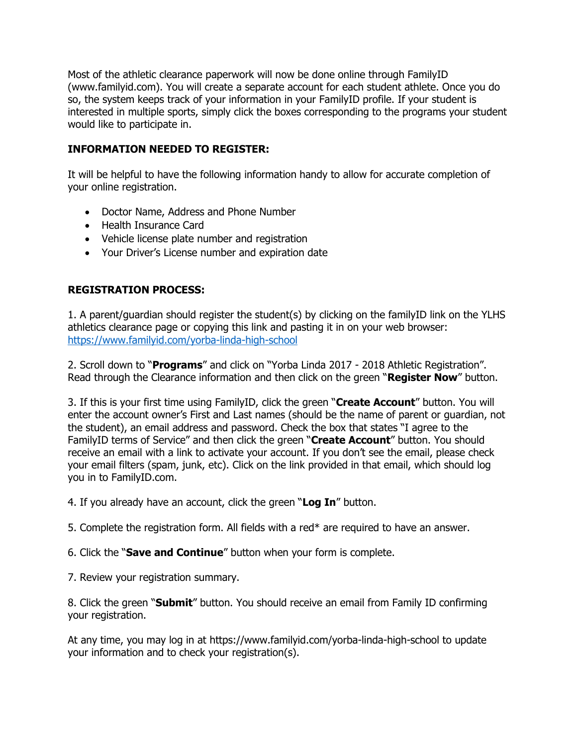Most of the athletic clearance paperwork will now be done online through FamilyID (www.familyid.com). You will create a separate account for each student athlete. Once you do so, the system keeps track of your information in your FamilyID profile. If your student is interested in multiple sports, simply click the boxes corresponding to the programs your student would like to participate in.

**INFORMATION NEEDED TO REGISTER:**

It will be helpful to have the following information handy to allow for accurate completion of your online registration.

- Doctor Name, Address and Phone Number
- Health Insurance Card
- Vehicle license plate number and registration
- Your Driver's License number and expiration date

**REGISTRATION PROCESS:**

1. A parent/guardian should register the student(s) by clicking on the familyID link on the YLHS athletics clearance page or copying this link and pasting it in on your web browser: [https://www.familyid.com/yorba-linda-high-school](https://www.familyid.com/yorba-linda-high-school)

2. Scroll down to "**Programs**" and click on "Yorba Linda 2017 - 2018 Athletic Registration". Read through the Clearance information and then click on the green "**Register Now**" button.

3. If this is your first time using FamilyID, click the green "**Create Account**" button. You will enter the account owner's First and Last names (should be the name of parent or guardian, not the student), an email address and password. Check the box that states "I agree to the FamilyID terms of Service" and then click the green "**Create Account**" button. You should receive an email with a link to activate your account. If you don't see the email, please check your email filters (spam, junk, etc). Click on the link provided in that email, which should log you in to FamilyID.com.

4. If you already have an account, click the green "**Log In**" button.

5. Complete the registration form. All fields with a red* are required to have an answer.

6. Click the "**Save and Continue**" button when your form is complete.

7. Review your registration summary.

8. Click the green "**Submit**" button. You should receive an email from Family ID confirming your registration.

At any time, you may log in at https://www.familyid.com/yorba-linda-high-school to update your information and to check your registration(s).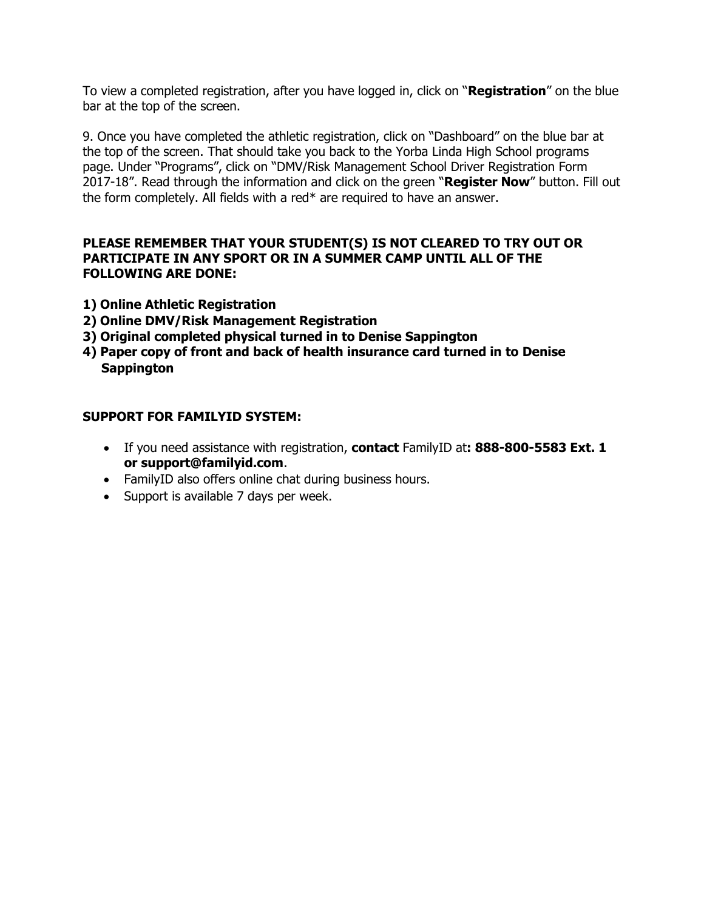To view a completed registration, after you have logged in, click on "**Registration**" on the blue bar at the top of the screen.

9. Once you have completed the athletic registration, click on "Dashboard" on the blue bar at the top of the screen. That should take you back to the Yorba Linda High School programs page. Under "Programs", click on "DMV/Risk Management School Driver Registration Form 2017-18". Read through the information and click on the green "**Register Now**" button. Fill out the form completely. All fields with a red* are required to have an answer.

**PLEASE REMEMBER THAT YOUR STUDENT(S) IS NOT CLEARED TO TRY OUT OR PARTICIPATE IN ANY SPORT OR IN A SUMMER CAMP UNTIL ALL OF THE FOLLOWING ARE DONE:**

1) **Online Athletic Registration**
2) **Online DMV/Risk Management Registration**
3) **Original completed physical turned in to Denise Sappington**
4) **Paper copy of front and back of health insurance card turned in to Denise Sappington**

**SUPPORT FOR FAMILYID SYSTEM:**

- If you need assistance with registration, **contact** FamilyID at**: 888-800-5583 Ext. 1 or support@familyid.com**.
- FamilyID also offers online chat during business hours.
- Support is available 7 days per week.